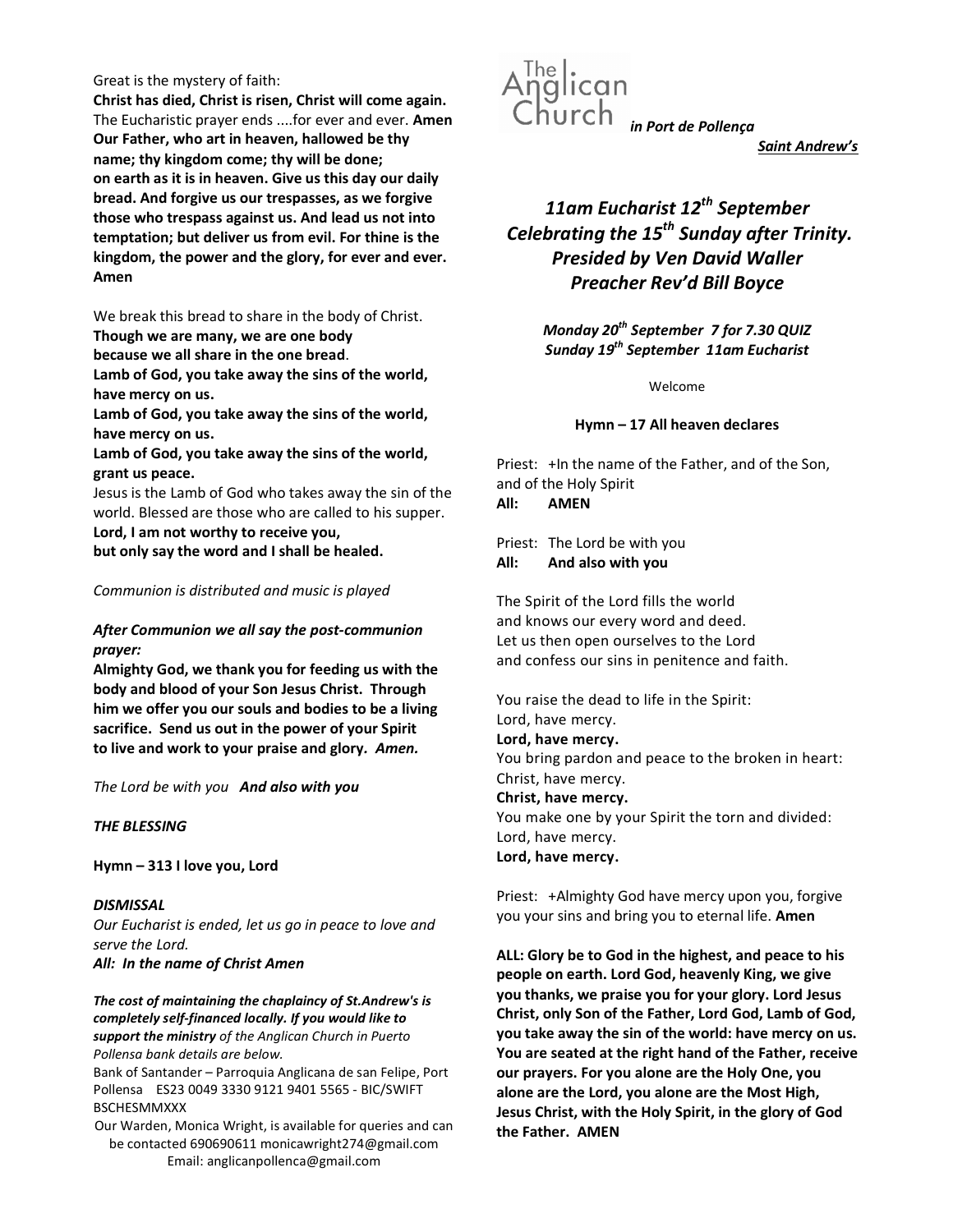Great is the mystery of faith:
**Christ has died, Christ is risen, Christ will come again.**
The Eucharistic prayer ends ....for ever and ever. **Amen**
**Our Father, who art in heaven, hallowed be thy name; thy kingdom come; thy will be done; on earth as it is in heaven. Give us this day our daily bread. And forgive us our trespasses, as we forgive those who trespass against us. And lead us not into temptation; but deliver us from evil. For thine is the kingdom, the power and the glory, for ever and ever. Amen**

We break this bread to share in the body of Christ.
**Though we are many, we are one body**
**because we all share in the one bread**.
**Lamb of God, you take away the sins of the world, have mercy on us.**
**Lamb of God, you take away the sins of the world, have mercy on us.**
**Lamb of God, you take away the sins of the world, grant us peace.**
Jesus is the Lamb of God who takes away the sin of the world. Blessed are those who are called to his supper.
**Lord, I am not worthy to receive you,**
**but only say the word and I shall be healed.**

*Communion is distributed and music is played*

***After Communion we all say the post-communion prayer:***
**Almighty God, we thank you for feeding us with the body and blood of your Son Jesus Christ. Through him we offer you our souls and bodies to be a living sacrifice. Send us out in the power of your Spirit to live and work to your praise and glory.** ***Amen.***

*The Lord be with you* ***And also with you***

***THE BLESSING***

**Hymn – 313 I love you, Lord**

***DISMISSAL***
*Our Eucharist is ended, let us go in peace to love and serve the Lord.*
***All: In the name of Christ Amen***

***The cost of maintaining the chaplaincy of St.Andrew's is completely self-financed locally. If you would like to support the ministry*** *of the Anglican Church in Puerto Pollensa bank details are below.*
Bank of Santander – Parroquia Anglicana de san Felipe, Port Pollensa ES23 0049 3330 9121 9401 5565 - BIC/SWIFT BSCHESMMXXX
Our Warden, Monica Wright, is available for queries and can be contacted 690690611 monicawright274@gmail.com
Email: anglicanpollenca@gmail.com

The Anglican Church *in Port de Pollença*

***Saint Andrew's***

## *11am Eucharist 12th September Celebrating the 15th Sunday after Trinity. Presided by Ven David Waller Preacher Rev'd Bill Boyce*

***Monday 20th September 7 for 7.30 QUIZ***
***Sunday 19th September 11am Eucharist***

Welcome

**Hymn – 17 All heaven declares**

Priest: +In the name of the Father, and of the Son, and of the Holy Spirit
**All: AMEN**

Priest: The Lord be with you
**All: And also with you**

The Spirit of the Lord fills the world
and knows our every word and deed.
Let us then open ourselves to the Lord
and confess our sins in penitence and faith.

You raise the dead to life in the Spirit:
Lord, have mercy.
**Lord, have mercy.**
You bring pardon and peace to the broken in heart:
Christ, have mercy.
**Christ, have mercy.**
You make one by your Spirit the torn and divided:
Lord, have mercy.
**Lord, have mercy.**

Priest: +Almighty God have mercy upon you, forgive you your sins and bring you to eternal life. **Amen**

**ALL: Glory be to God in the highest, and peace to his people on earth. Lord God, heavenly King, we give you thanks, we praise you for your glory. Lord Jesus Christ, only Son of the Father, Lord God, Lamb of God, you take away the sin of the world: have mercy on us. You are seated at the right hand of the Father, receive our prayers. For you alone are the Holy One, you alone are the Lord, you alone are the Most High, Jesus Christ, with the Holy Spirit, in the glory of God the Father. AMEN**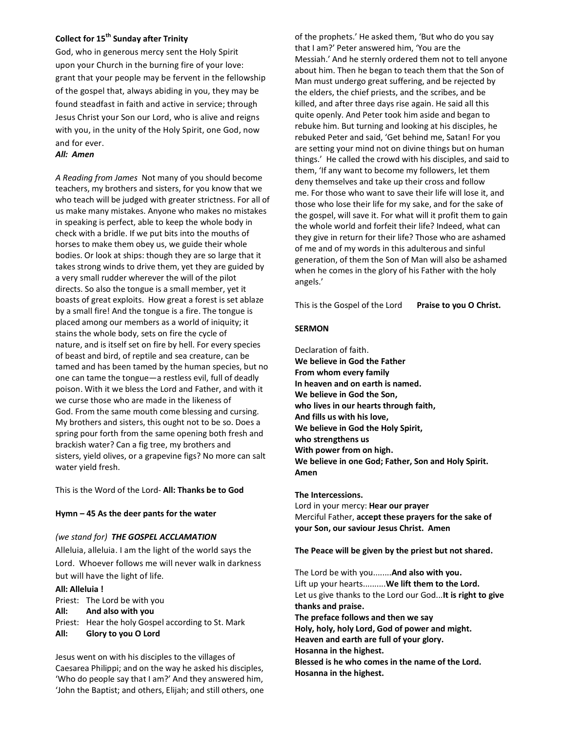**Collect for 15th Sunday after Trinity**

God, who in generous mercy sent the Holy Spirit upon your Church in the burning fire of your love: grant that your people may be fervent in the fellowship of the gospel that, always abiding in you, they may be found steadfast in faith and active in service; through Jesus Christ your Son our Lord, who is alive and reigns with you, in the unity of the Holy Spirit, one God, now and for ever.

***All: Amen***

*A Reading from James* Not many of you should become teachers, my brothers and sisters, for you know that we who teach will be judged with greater strictness. For all of us make many mistakes. Anyone who makes no mistakes in speaking is perfect, able to keep the whole body in check with a bridle. If we put bits into the mouths of horses to make them obey us, we guide their whole bodies. Or look at ships: though they are so large that it takes strong winds to drive them, yet they are guided by a very small rudder wherever the will of the pilot directs. So also the tongue is a small member, yet it boasts of great exploits. How great a forest is set ablaze by a small fire! And the tongue is a fire. The tongue is placed among our members as a world of iniquity; it stains the whole body, sets on fire the cycle of nature, and is itself set on fire by hell. For every species of beast and bird, of reptile and sea creature, can be tamed and has been tamed by the human species, but no one can tame the tongue—a restless evil, full of deadly poison. With it we bless the Lord and Father, and with it we curse those who are made in the likeness of God. From the same mouth come blessing and cursing. My brothers and sisters, this ought not to be so. Does a spring pour forth from the same opening both fresh and brackish water? Can a fig tree, my brothers and sisters, yield olives, or a grapevine figs? No more can salt water yield fresh.

This is the Word of the Lord- **All: Thanks be to God**

**Hymn – 45 As the deer pants for the water**

*(we stand for)* ***THE GOSPEL ACCLAMATION***

Alleluia, alleluia. I am the light of the world says the Lord. Whoever follows me will never walk in darkness but will have the light of life.

**All: Alleluia !**

Priest: The Lord be with you

**All: And also with you**

Priest: Hear the holy Gospel according to St. Mark

**All: Glory to you O Lord**

Jesus went on with his disciples to the villages of Caesarea Philippi; and on the way he asked his disciples, 'Who do people say that I am?' And they answered him, 'John the Baptist; and others, Elijah; and still others, one of the prophets.' He asked them, 'But who do you say that I am?' Peter answered him, 'You are the Messiah.' And he sternly ordered them not to tell anyone about him. Then he began to teach them that the Son of Man must undergo great suffering, and be rejected by the elders, the chief priests, and the scribes, and be killed, and after three days rise again. He said all this quite openly. And Peter took him aside and began to rebuke him. But turning and looking at his disciples, he rebuked Peter and said, 'Get behind me, Satan! For you are setting your mind not on divine things but on human things.' He called the crowd with his disciples, and said to them, 'If any want to become my followers, let them deny themselves and take up their cross and follow me. For those who want to save their life will lose it, and those who lose their life for my sake, and for the sake of the gospel, will save it. For what will it profit them to gain the whole world and forfeit their life? Indeed, what can they give in return for their life? Those who are ashamed of me and of my words in this adulterous and sinful generation, of them the Son of Man will also be ashamed when he comes in the glory of his Father with the holy angels.'

This is the Gospel of the Lord **Praise to you O Christ.**

**SERMON**

Declaration of faith.

**We believe in God the Father**
**From whom every family**
**In heaven and on earth is named.**
**We believe in God the Son,**
**who lives in our hearts through faith,**
**And fills us with his love,**
**We believe in God the Holy Spirit,**
**who strengthens us**
**With power from on high.**
**We believe in one God; Father, Son and Holy Spirit.**
**Amen**

**The Intercessions.**

Lord in your mercy: **Hear our prayer**

Merciful Father, **accept these prayers for the sake of your Son, our saviour Jesus Christ. Amen**

**The Peace will be given by the priest but not shared.**

The Lord be with you........**And also with you.**

Lift up your hearts..........**We lift them to the Lord.**

Let us give thanks to the Lord our God...**It is right to give thanks and praise.**

**The preface follows and then we say**
**Holy, holy, holy Lord, God of power and might.**
**Heaven and earth are full of your glory.**
**Hosanna in the highest.**
**Blessed is he who comes in the name of the Lord.**
**Hosanna in the highest.**